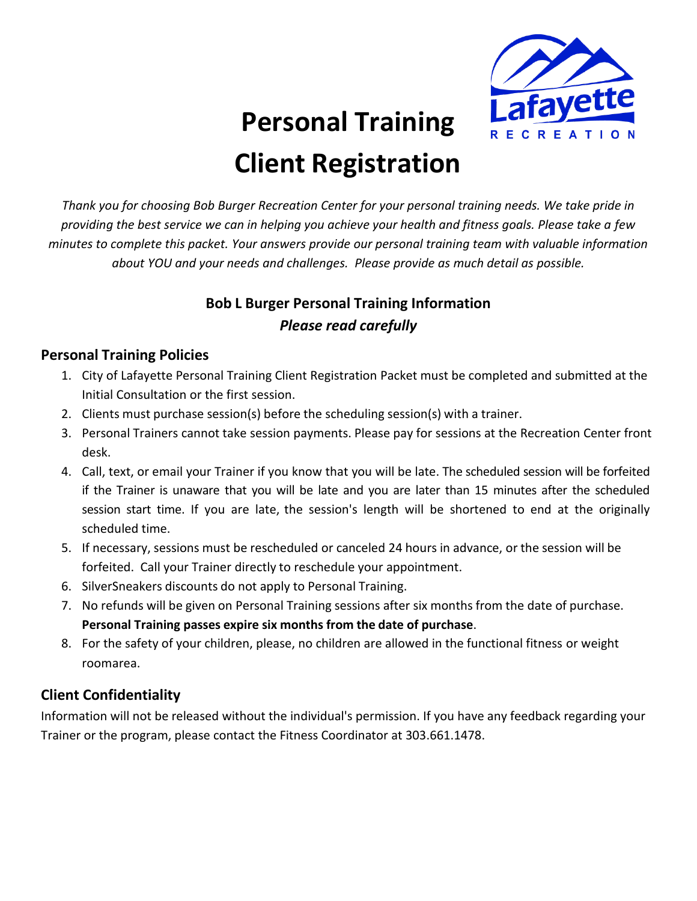# Personal Training Client Registration

*Thank you for choosing Bob Burger Recreation Center for your personal training needs. We take pride in providing the best service we can in helping you achieve your health and fitness goals. Please take a few minutes to complete this packet. Your answers provide our personal training team with valuable information about YOU and your needs and challenges. Please provide as much detail as possible.*

## Bob L Burger Personal Training Information

***Please read carefully***

### Personal Training Policies

1. City of Lafayette Personal Training Client Registration Packet must be completed and submitted at the Initial Consultation or the first session.
2. Clients must purchase session(s) before the scheduling session(s) with a trainer.
3. Personal Trainers cannot take session payments. Please pay for sessions at the Recreation Center front desk.
4. Call, text, or email your Trainer if you know that you will be late. The scheduled session will be forfeited if the Trainer is unaware that you will be late and you are later than 15 minutes after the scheduled session start time. If you are late, the session's length will be shortened to end at the originally scheduled time.
5. If necessary, sessions must be rescheduled or canceled 24 hours in advance, or the session will be forfeited. Call your Trainer directly to reschedule your appointment.
6. SilverSneakers discounts do not apply to Personal Training.
7. No refunds will be given on Personal Training sessions after six months from the date of purchase. **Personal Training passes expire six months from the date of purchase**.
8. For the safety of your children, please, no children are allowed in the functional fitness or weight roomarea.

### Client Confidentiality

Information will not be released without the individual's permission. If you have any feedback regarding your Trainer or the program, please contact the Fitness Coordinator at 303.661.1478.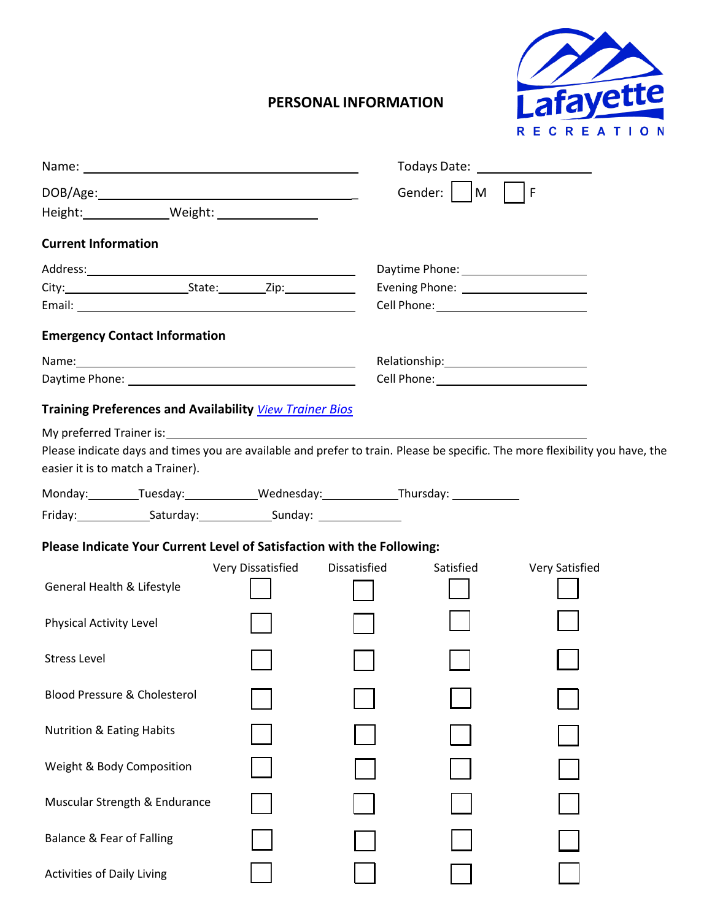# PERSONAL INFORMATION

Lafayette RECREATION

Name: ______________________________ Todays Date: ______________

DOB/Age: ______________________________ Gender: ☐ M ☐ F

Height: ____________ Weight: ______________

## Current Information

Address: ______________________________ Daytime Phone: ______________

City: ______________ State: ________ Zip: __________ Evening Phone: ______________

Email: ______________________________ Cell Phone: ______________

## Emergency Contact Information

Name: ______________________________ Relationship: ______________

Daytime Phone: ______________________________ Cell Phone: ______________

## Training Preferences and Availability *View Trainer Bios*

My preferred Trainer is: ______________________________

Please indicate days and times you are available and prefer to train. Please be specific. The more flexibility you have, the easier it is to match a Trainer).

Monday: ________ Tuesday: __________ Wednesday: __________ Thursday: __________

Friday: __________ Saturday: __________ Sunday: __________

## Please Indicate Your Current Level of Satisfaction with the Following:

| | Very Dissatisfied | Dissatisfied | Satisfied | Very Satisfied |
|---|---|---|---|---|
| General Health & Lifestyle | ☐ | ☐ | ☐ | ☐ |
| Physical Activity Level | ☐ | ☐ | ☐ | ☐ |
| Stress Level | ☐ | ☐ | ☐ | ☐ |
| Blood Pressure & Cholesterol | ☐ | ☐ | ☐ | ☐ |
| Nutrition & Eating Habits | ☐ | ☐ | ☐ | ☐ |
| Weight & Body Composition | ☐ | ☐ | ☐ | ☐ |
| Muscular Strength & Endurance | ☐ | ☐ | ☐ | ☐ |
| Balance & Fear of Falling | ☐ | ☐ | ☐ | ☐ |
| Activities of Daily Living | ☐ | ☐ | ☐ | ☐ |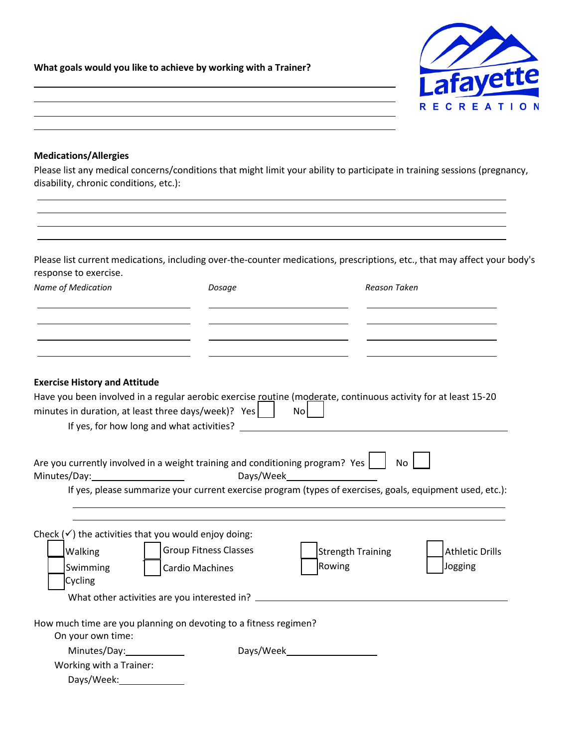**What goals would you like to achieve by working with a Trainer?**

\_\_\_\_\_\_\_\_\_\_\_\_\_\_\_\_\_\_\_\_\_\_\_\_\_\_\_\_\_\_\_\_\_\_\_\_\_\_\_\_\_\_\_\_\_\_\_\_\_\_\_\_\_\_\_\_\_\_

\_\_\_\_\_\_\_\_\_\_\_\_\_\_\_\_\_\_\_\_\_\_\_\_\_\_\_\_\_\_\_\_\_\_\_\_\_\_\_\_\_\_\_\_\_\_\_\_\_\_\_\_\_\_\_\_\_\_

\_\_\_\_\_\_\_\_\_\_\_\_\_\_\_\_\_\_\_\_\_\_\_\_\_\_\_\_\_\_\_\_\_\_\_\_\_\_\_\_\_\_\_\_\_\_\_\_\_\_\_\_\_\_\_\_\_\_

\_\_\_\_\_\_\_\_\_\_\_\_\_\_\_\_\_\_\_\_\_\_\_\_\_\_\_\_\_\_\_\_\_\_\_\_\_\_\_\_\_\_\_\_\_\_\_\_\_\_\_\_\_\_\_\_\_\_

**Medications/Allergies**

Please list any medical concerns/conditions that might limit your ability to participate in training sessions (pregnancy, disability, chronic conditions, etc.):

\_\_\_\_\_\_\_\_\_\_\_\_\_\_\_\_\_\_\_\_\_\_\_\_\_\_\_\_\_\_\_\_\_\_\_\_\_\_\_\_\_\_\_\_\_\_\_\_\_\_\_\_\_\_\_\_\_\_\_\_\_\_\_\_\_\_\_\_\_\_

\_\_\_\_\_\_\_\_\_\_\_\_\_\_\_\_\_\_\_\_\_\_\_\_\_\_\_\_\_\_\_\_\_\_\_\_\_\_\_\_\_\_\_\_\_\_\_\_\_\_\_\_\_\_\_\_\_\_\_\_\_\_\_\_\_\_\_\_\_\_

\_\_\_\_\_\_\_\_\_\_\_\_\_\_\_\_\_\_\_\_\_\_\_\_\_\_\_\_\_\_\_\_\_\_\_\_\_\_\_\_\_\_\_\_\_\_\_\_\_\_\_\_\_\_\_\_\_\_\_\_\_\_\_\_\_\_\_\_\_\_

\_\_\_\_\_\_\_\_\_\_\_\_\_\_\_\_\_\_\_\_\_\_\_\_\_\_\_\_\_\_\_\_\_\_\_\_\_\_\_\_\_\_\_\_\_\_\_\_\_\_\_\_\_\_\_\_\_\_\_\_\_\_\_\_\_\_\_\_\_\_

Please list current medications, including over-the-counter medications, prescriptions, etc., that may affect your body's response to exercise.

| *Name of Medication* | *Dosage* | *Reason Taken* |
|---|---|---|
| | | |
| | | |
| | | |
| | | |

**Exercise History and Attitude**

Have you been involved in a regular aerobic exercise routine (moderate, continuous activity for at least 15-20 minutes in duration, at least three days/week)? Yes ☐ No ☐

If yes, for how long and what activities? \_\_\_\_\_\_\_\_\_\_\_\_\_\_\_\_\_\_\_\_\_\_\_\_\_\_\_\_\_\_\_\_\_\_\_\_\_\_\_\_

Are you currently involved in a weight training and conditioning program? Yes ☐ No ☐

Minutes/Day:\_\_\_\_\_\_\_\_\_\_\_\_\_\_\_\_ Days/Week\_\_\_\_\_\_\_\_\_\_\_\_\_\_\_\_

If yes, please summarize your current exercise program (types of exercises, goals, equipment used, etc.):

\_\_\_\_\_\_\_\_\_\_\_\_\_\_\_\_\_\_\_\_\_\_\_\_\_\_\_\_\_\_\_\_\_\_\_\_\_\_\_\_\_\_\_\_\_\_\_\_\_\_\_\_\_\_\_\_\_\_\_\_\_\_\_\_\_\_\_\_\_\_

\_\_\_\_\_\_\_\_\_\_\_\_\_\_\_\_\_\_\_\_\_\_\_\_\_\_\_\_\_\_\_\_\_\_\_\_\_\_\_\_\_\_\_\_\_\_\_\_\_\_\_\_\_\_\_\_\_\_\_\_\_\_\_\_\_\_\_\_\_\_

Check (✓) the activities that you would enjoy doing:

- ☐ Walking
- ☐ Swimming
- ☐ Cycling
- ☐ Group Fitness Classes
- ☐ Cardio Machines
- ☐ Strength Training
- ☐ Rowing
- ☐ Athletic Drills
- ☐ Jogging

What other activities are you interested in? \_\_\_\_\_\_\_\_\_\_\_\_\_\_\_\_\_\_\_\_\_\_\_\_\_\_\_\_\_\_\_\_\_\_\_\_\_\_\_\_

How much time are you planning on devoting to a fitness regimen?

On your own time:

Minutes/Day:\_\_\_\_\_\_\_\_\_\_\_\_ Days/Week\_\_\_\_\_\_\_\_\_\_\_\_\_\_\_\_

Working with a Trainer:

Days/Week:\_\_\_\_\_\_\_\_\_\_\_\_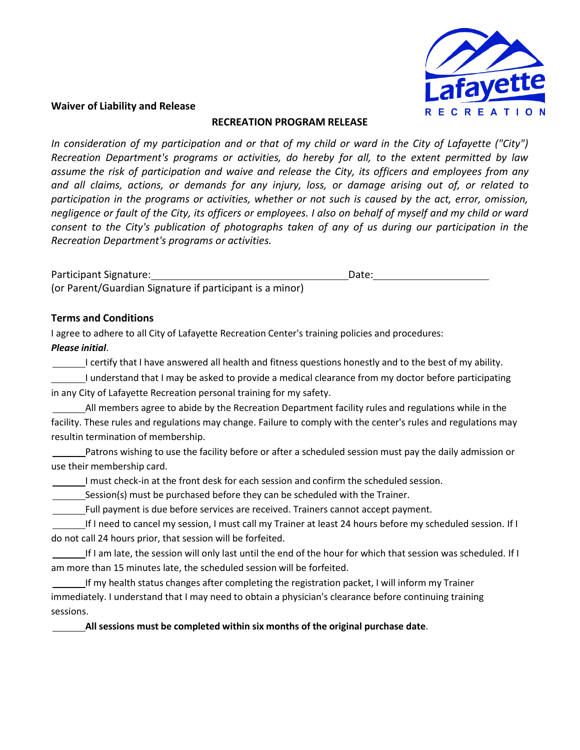**Waiver of Liability and Release**

**RECREATION PROGRAM RELEASE**

*In consideration of my participation and or that of my child or ward in the City of Lafayette ("City") Recreation Department's programs or activities, do hereby for all, to the extent permitted by law assume the risk of participation and waive and release the City, its officers and employees from any and all claims, actions, or demands for any injury, loss, or damage arising out of, or related to participation in the programs or activities, whether or not such is caused by the act, error, omission, negligence or fault of the City, its officers or employees. I also on behalf of myself and my child or ward consent to the City's publication of photographs taken of any of us during our participation in the Recreation Department's programs or activities.*

Participant Signature:___________________________________ Date:____________________
(or Parent/Guardian Signature if participant is a minor)

**Terms and Conditions**

I agree to adhere to all City of Lafayette Recreation Center's training policies and procedures:
***Please initial***.

______I certify that I have answered all health and fitness questions honestly and to the best of my ability.

______I understand that I may be asked to provide a medical clearance from my doctor before participating in any City of Lafayette Recreation personal training for my safety.

______All members agree to abide by the Recreation Department facility rules and regulations while in the facility. These rules and regulations may change. Failure to comply with the center's rules and regulations may resultin termination of membership.

______Patrons wishing to use the facility before or after a scheduled session must pay the daily admission or use their membership card.

______I must check-in at the front desk for each session and confirm the scheduled session.

______Session(s) must be purchased before they can be scheduled with the Trainer.

______Full payment is due before services are received. Trainers cannot accept payment.

______If I need to cancel my session, I must call my Trainer at least 24 hours before my scheduled session. If I do not call 24 hours prior, that session will be forfeited.

______If I am late, the session will only last until the end of the hour for which that session was scheduled. If I am more than 15 minutes late, the scheduled session will be forfeited.

______If my health status changes after completing the registration packet, I will inform my Trainer immediately. I understand that I may need to obtain a physician's clearance before continuing training sessions.

______**All sessions must be completed within six months of the original purchase date**.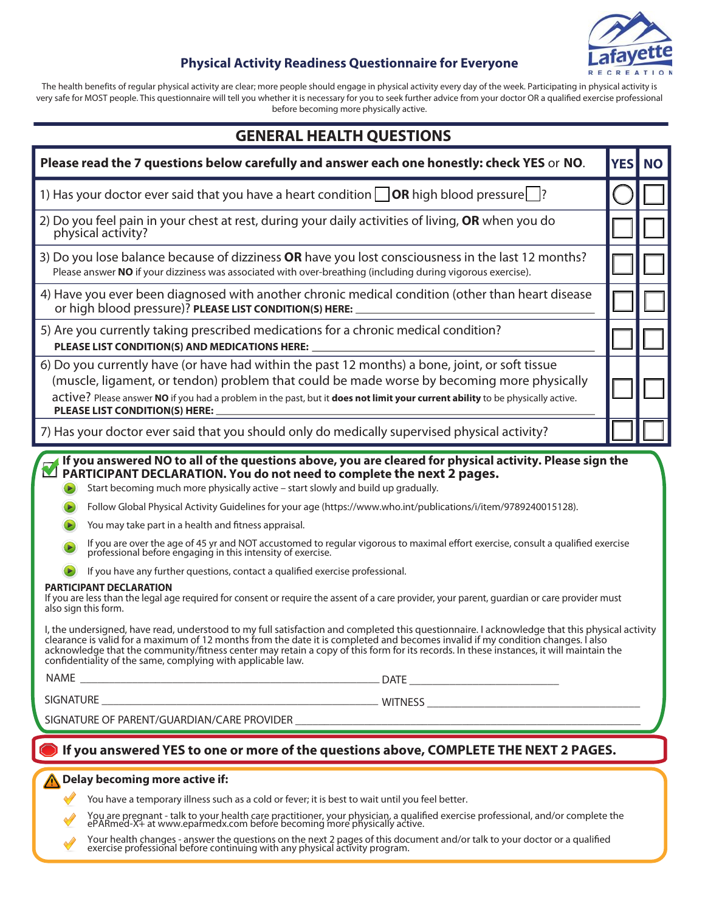## Physical Activity Readiness Questionnaire for Everyone

The health benefits of regular physical activity are clear; more people should engage in physical activity every day of the week. Participating in physical activity is very safe for MOST people. This questionnaire will tell you whether it is necessary for you to seek further advice from your doctor OR a qualified exercise professional before becoming more physically active.

## GENERAL HEALTH QUESTIONS

| **Please read the 7 questions below carefully and answer each one honestly: check YES or NO.** | **YES** | **NO** |
|---|---|---|
| 1) Has your doctor ever said that you have a heart condition ☐ **OR** high blood pressure ☐? | ◯ | ☐ |
| 2) Do you feel pain in your chest at rest, during your daily activities of living, **OR** when you do physical activity? | ☐ | ☐ |
| 3) Do you lose balance because of dizziness **OR** have you lost consciousness in the last 12 months? Please answer **NO** if your dizziness was associated with over-breathing (including during vigorous exercise). | ☐ | ☐ |
| 4) Have you ever been diagnosed with another chronic medical condition (other than heart disease or high blood pressure)? **PLEASE LIST CONDITION(S) HERE:** ____________________ | ☐ | ☐ |
| 5) Are you currently taking prescribed medications for a chronic medical condition? **PLEASE LIST CONDITION(S) AND MEDICATIONS HERE:** ____________________ | ☐ | ☐ |
| 6) Do you currently have (or have had within the past 12 months) a bone, joint, or soft tissue (muscle, ligament, or tendon) problem that could be made worse by becoming more physically active? Please answer **NO** if you had a problem in the past, but it **does not limit your current ability** to be physically active. **PLEASE LIST CONDITION(S) HERE:** ____________________ | ☐ | ☐ |
| 7) Has your doctor ever said that you should only do medically supervised physical activity? | ☐ | ☐ |

**If you answered NO to all of the questions above, you are cleared for physical activity. Please sign the PARTICIPANT DECLARATION. You do not need to complete the next 2 pages.**

- Start becoming much more physically active – start slowly and build up gradually.
- Follow Global Physical Activity Guidelines for your age (https://www.who.int/publications/i/item/9789240015128).
- You may take part in a health and fitness appraisal.
- If you are over the age of 45 yr and NOT accustomed to regular vigorous to maximal effort exercise, consult a qualified exercise professional before engaging in this intensity of exercise.
- If you have any further questions, contact a qualified exercise professional.

**PARTICIPANT DECLARATION**

If you are less than the legal age required for consent or require the assent of a care provider, your parent, guardian or care provider must also sign this form.

I, the undersigned, have read, understood to my full satisfaction and completed this questionnaire. I acknowledge that this physical activity clearance is valid for a maximum of 12 months from the date it is completed and becomes invalid if my condition changes. I also acknowledge that the community/fitness center may retain a copy of this form for its records. In these instances, it will maintain the confidentiality of the same, complying with applicable law.

NAME ______________________________ DATE ____________________

SIGNATURE ______________________________ WITNESS ____________________

SIGNATURE OF PARENT/GUARDIAN/CARE PROVIDER ______________________________

**If you answered YES to one or more of the questions above, COMPLETE THE NEXT 2 PAGES.**

**Delay becoming more active if:**

- You have a temporary illness such as a cold or fever; it is best to wait until you feel better.
- You are pregnant - talk to your health care practitioner, your physician, a qualified exercise professional, and/or complete the ePARmed-X+ at www.eparmedx.com before becoming more physically active.
- Your health changes - answer the questions on the next 2 pages of this document and/or talk to your doctor or a qualified exercise professional before continuing with any physical activity program.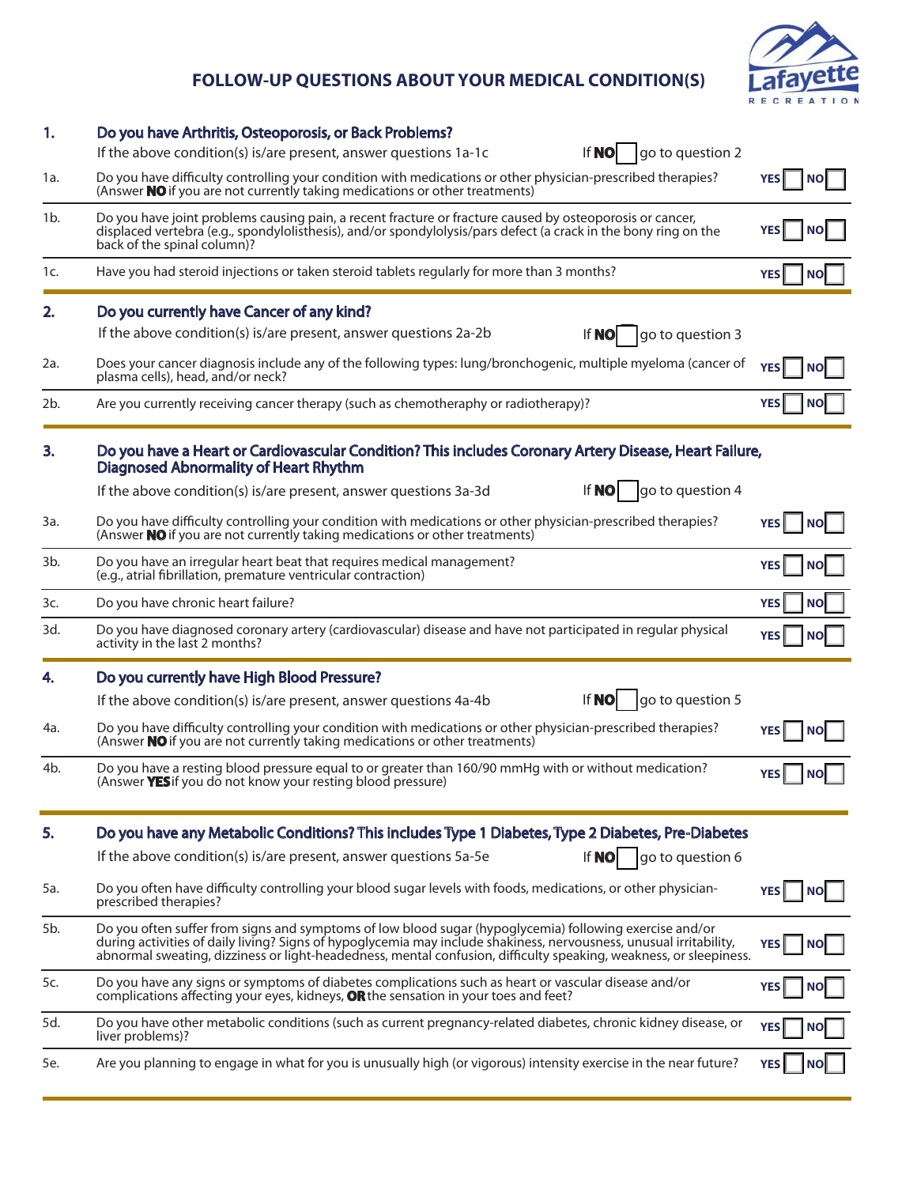## FOLLOW-UP QUESTIONS ABOUT YOUR MEDICAL CONDITION(S)

**1. Do you have Arthritis, Osteoporosis, or Back Problems?**

If the above condition(s) is/are present, answer questions 1a-1c — If **NO** ☐ go to question 2

| | | |
|---|---|---|
| 1a. | Do you have difficulty controlling your condition with medications or other physician-prescribed therapies? (Answer **NO** if you are not currently taking medications or other treatments) | YES ☐ NO ☐ |
| 1b. | Do you have joint problems causing pain, a recent fracture or fracture caused by osteoporosis or cancer, displaced vertebra (e.g., spondylolisthesis), and/or spondylolysis/pars defect (a crack in the bony ring on the back of the spinal column)? | YES ☐ NO ☐ |
| 1c. | Have you had steroid injections or taken steroid tablets regularly for more than 3 months? | YES ☐ NO ☐ |

**2. Do you currently have Cancer of any kind?**

If the above condition(s) is/are present, answer questions 2a-2b — If **NO** ☐ go to question 3

| | | |
|---|---|---|
| 2a. | Does your cancer diagnosis include any of the following types: lung/bronchogenic, multiple myeloma (cancer of plasma cells), head, and/or neck? | YES ☐ NO ☐ |
| 2b. | Are you currently receiving cancer therapy (such as chemotheraphy or radiotherapy)? | YES ☐ NO ☐ |

**3. Do you have a Heart or Cardiovascular Condition? This includes Coronary Artery Disease, Heart Failure, Diagnosed Abnormality of Heart Rhythm**

If the above condition(s) is/are present, answer questions 3a-3d — If **NO** ☐ go to question 4

| | | |
|---|---|---|
| 3a. | Do you have difficulty controlling your condition with medications or other physician-prescribed therapies? (Answer **NO** if you are not currently taking medications or other treatments) | YES ☐ NO ☐ |
| 3b. | Do you have an irregular heart beat that requires medical management? (e.g., atrial fibrillation, premature ventricular contraction) | YES ☐ NO ☐ |
| 3c. | Do you have chronic heart failure? | YES ☐ NO ☐ |
| 3d. | Do you have diagnosed coronary artery (cardiovascular) disease and have not participated in regular physical activity in the last 2 months? | YES ☐ NO ☐ |

**4. Do you currently have High Blood Pressure?**

If the above condition(s) is/are present, answer questions 4a-4b — If **NO** ☐ go to question 5

| | | |
|---|---|---|
| 4a. | Do you have difficulty controlling your condition with medications or other physician-prescribed therapies? (Answer **NO** if you are not currently taking medications or other treatments) | YES ☐ NO ☐ |
| 4b. | Do you have a resting blood pressure equal to or greater than 160/90 mmHg with or without medication? (Answer **YES** if you do not know your resting blood pressure) | YES ☐ NO ☐ |

**5. Do you have any Metabolic Conditions? This includes Type 1 Diabetes, Type 2 Diabetes, Pre-Diabetes**

If the above condition(s) is/are present, answer questions 5a-5e — If **NO** ☐ go to question 6

| | | |
|---|---|---|
| 5a. | Do you often have difficulty controlling your blood sugar levels with foods, medications, or other physician-prescribed therapies? | YES ☐ NO ☐ |
| 5b. | Do you often suffer from signs and symptoms of low blood sugar (hypoglycemia) following exercise and/or during activities of daily living? Signs of hypoglycemia may include shakiness, nervousness, unusual irritability, abnormal sweating, dizziness or light-headedness, mental confusion, difficulty speaking, weakness, or sleepiness. | YES ☐ NO ☐ |
| 5c. | Do you have any signs or symptoms of diabetes complications such as heart or vascular disease and/or complications affecting your eyes, kidneys, **OR** the sensation in your toes and feet? | YES ☐ NO ☐ |
| 5d. | Do you have other metabolic conditions (such as current pregnancy-related diabetes, chronic kidney disease, or liver problems)? | YES ☐ NO ☐ |
| 5e. | Are you planning to engage in what for you is unusually high (or vigorous) intensity exercise in the near future? | YES ☐ NO ☐ |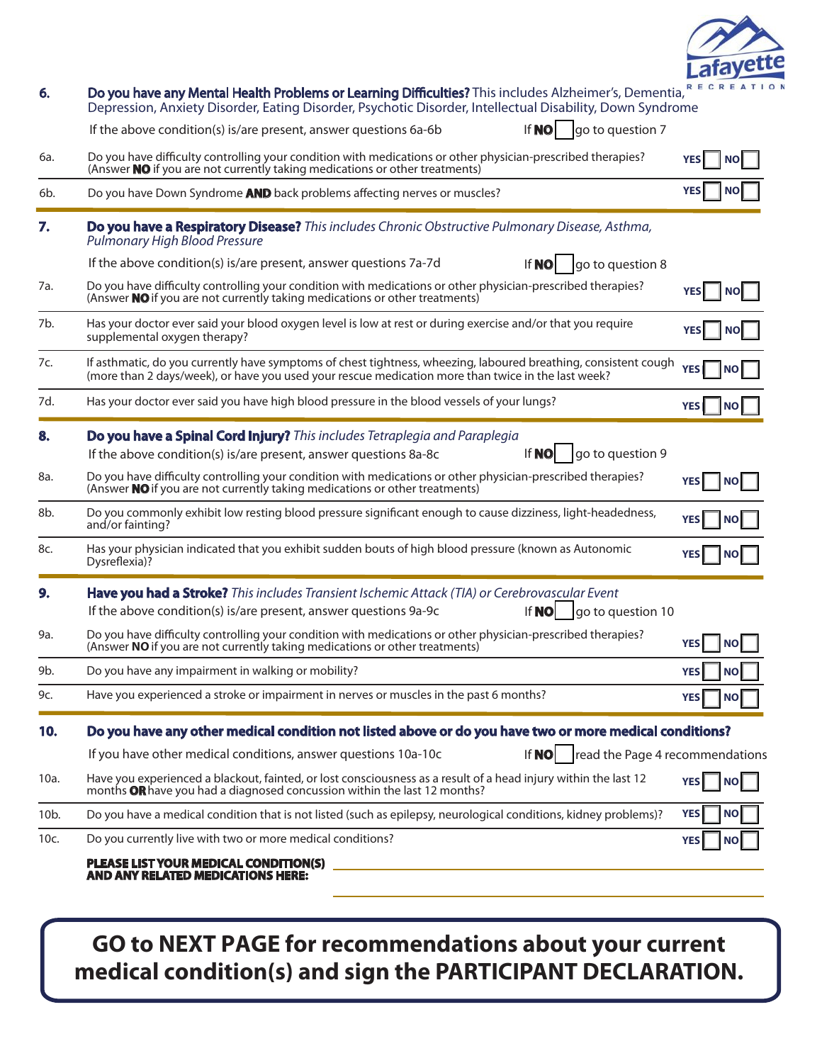**6.** **Do you have any Mental Health Problems or Learning Difficulties?** This includes Alzheimer's, Dementia, Depression, Anxiety Disorder, Eating Disorder, Psychotic Disorder, Intellectual Disability, Down Syndrome

If the above condition(s) is/are present, answer questions 6a-6b — If **NO** ☐ go to question 7

| | | |
|---|---|---|
| 6a. | Do you have difficulty controlling your condition with medications or other physician-prescribed therapies? (Answer **NO** if you are not currently taking medications or other treatments) | YES ☐ NO ☐ |
| 6b. | Do you have Down Syndrome **AND** back problems affecting nerves or muscles? | YES ☐ NO ☐ |

**7.** **Do you have a Respiratory Disease?** *This includes Chronic Obstructive Pulmonary Disease, Asthma, Pulmonary High Blood Pressure*

If the above condition(s) is/are present, answer questions 7a-7d — If **NO** ☐ go to question 8

| | | |
|---|---|---|
| 7a. | Do you have difficulty controlling your condition with medications or other physician-prescribed therapies? (Answer **NO** if you are not currently taking medications or other treatments) | YES ☐ NO ☐ |
| 7b. | Has your doctor ever said your blood oxygen level is low at rest or during exercise and/or that you require supplemental oxygen therapy? | YES ☐ NO ☐ |
| 7c. | If asthmatic, do you currently have symptoms of chest tightness, wheezing, laboured breathing, consistent cough (more than 2 days/week), or have you used your rescue medication more than twice in the last week? | YES ☐ NO ☐ |
| 7d. | Has your doctor ever said you have high blood pressure in the blood vessels of your lungs? | YES ☐ NO ☐ |

**8.** **Do you have a Spinal Cord Injury?** *This includes Tetraplegia and Paraplegia*

If the above condition(s) is/are present, answer questions 8a-8c — If **NO** ☐ go to question 9

| | | |
|---|---|---|
| 8a. | Do you have difficulty controlling your condition with medications or other physician-prescribed therapies? (Answer **NO** if you are not currently taking medications or other treatments) | YES ☐ NO ☐ |
| 8b. | Do you commonly exhibit low resting blood pressure significant enough to cause dizziness, light-headedness, and/or fainting? | YES ☐ NO ☐ |
| 8c. | Has your physician indicated that you exhibit sudden bouts of high blood pressure (known as Autonomic Dysreflexia)? | YES ☐ NO ☐ |

**9.** **Have you had a Stroke?** *This includes Transient Ischemic Attack (TIA) or Cerebrovascular Event*

If the above condition(s) is/are present, answer questions 9a-9c — If **NO** ☐ go to question 10

| | | |
|---|---|---|
| 9a. | Do you have difficulty controlling your condition with medications or other physician-prescribed therapies? (Answer **NO** if you are not currently taking medications or other treatments) | YES ☐ NO ☐ |
| 9b. | Do you have any impairment in walking or mobility? | YES ☐ NO ☐ |
| 9c. | Have you experienced a stroke or impairment in nerves or muscles in the past 6 months? | YES ☐ NO ☐ |

**10.** **Do you have any other medical condition not listed above or do you have two or more medical conditions?**

If you have other medical conditions, answer questions 10a-10c — If **NO** ☐ read the Page 4 recommendations

| | | |
|---|---|---|
| 10a. | Have you experienced a blackout, fainted, or lost consciousness as a result of a head injury within the last 12 months **OR** have you had a diagnosed concussion within the last 12 months? | YES ☐ NO ☐ |
| 10b. | Do you have a medical condition that is not listed (such as epilepsy, neurological conditions, kidney problems)? | YES ☐ NO ☐ |
| 10c. | Do you currently live with two or more medical conditions? | YES ☐ NO ☐ |

**PLEASE LIST YOUR MEDICAL CONDITION(S) AND ANY RELATED MEDICATIONS HERE:** ______________________________

______________________________

**GO to NEXT PAGE for recommendations about your current medical condition(s) and sign the PARTICIPANT DECLARATION.**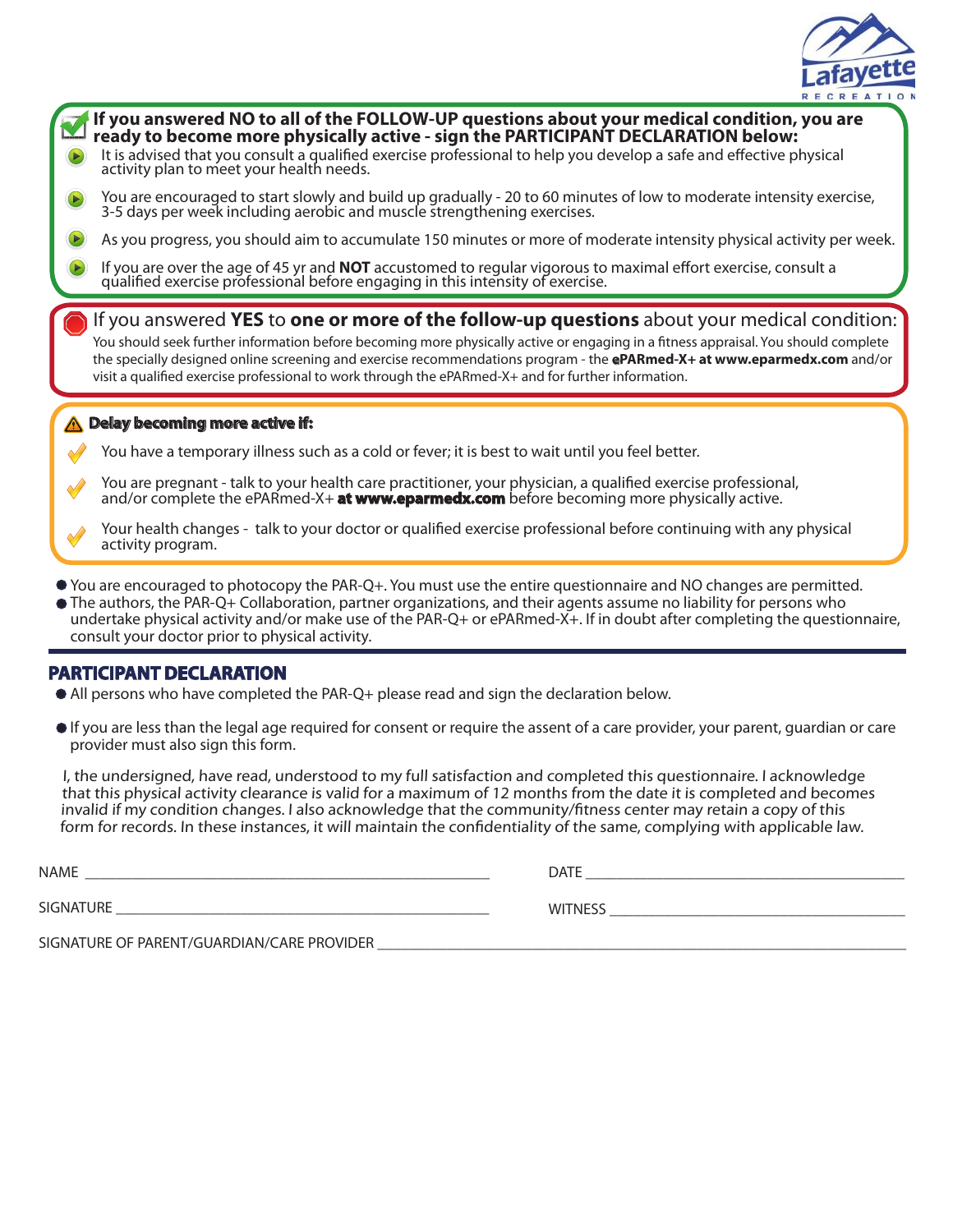**If you answered NO to all of the FOLLOW-UP questions about your medical condition, you are ready to become more physically active - sign the PARTICIPANT DECLARATION below:**

- It is advised that you consult a qualified exercise professional to help you develop a safe and effective physical activity plan to meet your health needs.
- You are encouraged to start slowly and build up gradually - 20 to 60 minutes of low to moderate intensity exercise, 3-5 days per week including aerobic and muscle strengthening exercises.
- As you progress, you should aim to accumulate 150 minutes or more of moderate intensity physical activity per week.
- If you are over the age of 45 yr and **NOT** accustomed to regular vigorous to maximal effort exercise, consult a qualified exercise professional before engaging in this intensity of exercise.

If you answered **YES** to **one or more of the follow-up questions** about your medical condition:

You should seek further information before becoming more physically active or engaging in a fitness appraisal. You should complete the specially designed online screening and exercise recommendations program - the **ePARmed-X+ at www.eparmedx.com** and/or visit a qualified exercise professional to work through the ePARmed-X+ and for further information.

**Delay becoming more active if:**

- You have a temporary illness such as a cold or fever; it is best to wait until you feel better.
- You are pregnant - talk to your health care practitioner, your physician, a qualified exercise professional, and/or complete the ePARmed-X+ **at www.eparmedx.com** before becoming more physically active.
- Your health changes - talk to your doctor or qualified exercise professional before continuing with any physical activity program.

- You are encouraged to photocopy the PAR-Q+. You must use the entire questionnaire and NO changes are permitted.
- The authors, the PAR-Q+ Collaboration, partner organizations, and their agents assume no liability for persons who undertake physical activity and/or make use of the PAR-Q+ or ePARmed-X+. If in doubt after completing the questionnaire, consult your doctor prior to physical activity.

## PARTICIPANT DECLARATION

- All persons who have completed the PAR-Q+ please read and sign the declaration below.
- If you are less than the legal age required for consent or require the assent of a care provider, your parent, guardian or care provider must also sign this form.

*I, the undersigned, have read, understood to my full satisfaction and completed this questionnaire. I acknowledge that this physical activity clearance is valid for a maximum of 12 months from the date it is completed and becomes invalid if my condition changes. I also acknowledge that the community/fitness center may retain a copy of this form for records. In these instances, it will maintain the confidentiality of the same, complying with applicable law.*

NAME ______________________________ DATE ______________________________

SIGNATURE ______________________________ WITNESS ______________________________

SIGNATURE OF PARENT/GUARDIAN/CARE PROVIDER ______________________________